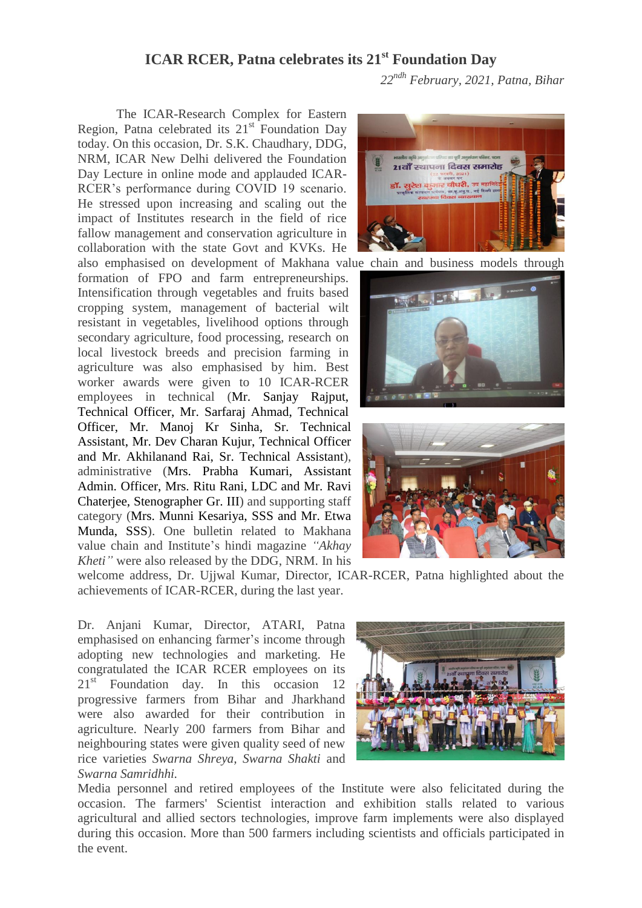# ICAR RCER, Patna celebrates its 21st Foundation Day

*22ndh February, 2021, Patna, Bihar*

The ICAR-Research Complex for Eastern Region, Patna celebrated its 21st Foundation Day today. On this occasion, Dr. S.K. Chaudhary, DDG, NRM, ICAR New Delhi delivered the Foundation Day Lecture in online mode and applauded ICAR-RCER's performance during COVID 19 scenario. He stressed upon increasing and scaling out the impact of Institutes research in the field of rice fallow management and conservation agriculture in collaboration with the state Govt and KVKs. He also emphasised on development of Makhana value chain and business models through formation of FPO and farm entrepreneurships. Intensification through vegetables and fruits based cropping system, management of bacterial wilt resistant in vegetables, livelihood options through secondary agriculture, food processing, research on local livestock breeds and precision farming in agriculture was also emphasised by him. Best worker awards were given to 10 ICAR-RCER employees in technical (Mr. Sanjay Rajput, Technical Officer, Mr. Sarfaraj Ahmad, Technical Officer, Mr. Manoj Kr Sinha, Sr. Technical Assistant, Mr. Dev Charan Kujur, Technical Officer and Mr. Akhilanand Rai, Sr. Technical Assistant), administrative (Mrs. Prabha Kumari, Assistant Admin. Officer, Mrs. Ritu Rani, LDC and Mr. Ravi Chaterjee, Stenographer Gr. III) and supporting staff category (Mrs. Munni Kesariya, SSS and Mr. Etwa Munda, SSS). One bulletin related to Makhana value chain and Institute's hindi magazine *"Akhay Kheti"* were also released by the DDG, NRM. In his welcome address, Dr. Ujjwal Kumar, Director, ICAR-RCER, Patna highlighted about the achievements of ICAR-RCER, during the last year.

Dr. Anjani Kumar, Director, ATARI, Patna emphasised on enhancing farmer's income through adopting new technologies and marketing. He congratulated the ICAR RCER employees on its 21st Foundation day. In this occasion 12 progressive farmers from Bihar and Jharkhand were also awarded for their contribution in agriculture. Nearly 200 farmers from Bihar and neighbouring states were given quality seed of new rice varieties *Swarna Shreya*, *Swarna Shakti* and *Swarna Samridhhi.*

Media personnel and retired employees of the Institute were also felicitated during the occasion. The farmers' Scientist interaction and exhibition stalls related to various agricultural and allied sectors technologies, improve farm implements were also displayed during this occasion. More than 500 farmers including scientists and officials participated in the event.